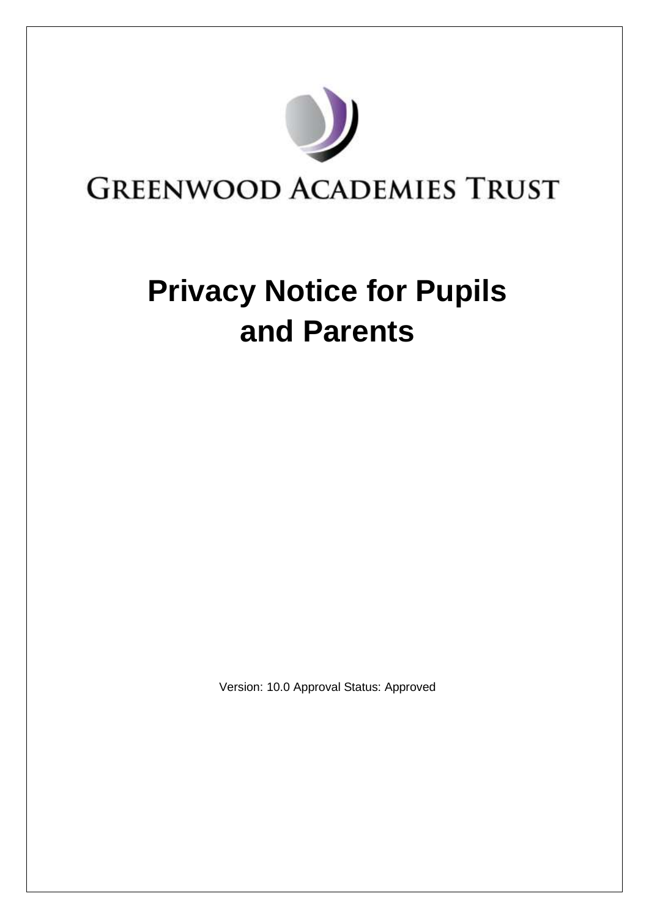GREENWOOD ACADEMIES TRUST

# Privacy Notice for Pupils and Parents

Version: 10.0 Approval Status: Approved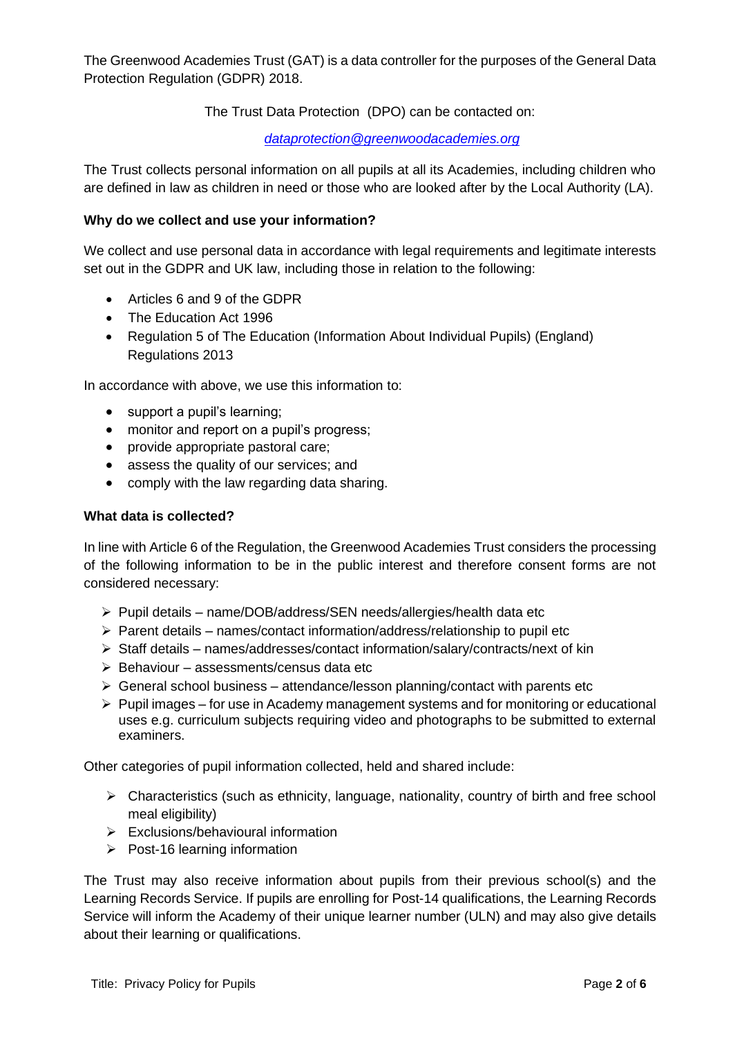The Greenwood Academies Trust (GAT) is a data controller for the purposes of the General Data Protection Regulation (GDPR) 2018.

The Trust Data Protection (DPO) can be contacted on:

*dataprotection@greenwoodacademies.org*

The Trust collects personal information on all pupils at all its Academies, including children who are defined in law as children in need or those who are looked after by the Local Authority (LA).

**Why do we collect and use your information?**

We collect and use personal data in accordance with legal requirements and legitimate interests set out in the GDPR and UK law, including those in relation to the following:

- Articles 6 and 9 of the GDPR
- The Education Act 1996
- Regulation 5 of The Education (Information About Individual Pupils) (England) Regulations 2013

In accordance with above, we use this information to:

- support a pupil's learning;
- monitor and report on a pupil's progress;
- provide appropriate pastoral care;
- assess the quality of our services; and
- comply with the law regarding data sharing.

**What data is collected?**

In line with Article 6 of the Regulation, the Greenwood Academies Trust considers the processing of the following information to be in the public interest and therefore consent forms are not considered necessary:

- Pupil details – name/DOB/address/SEN needs/allergies/health data etc
- Parent details – names/contact information/address/relationship to pupil etc
- Staff details – names/addresses/contact information/salary/contracts/next of kin
- Behaviour – assessments/census data etc
- General school business – attendance/lesson planning/contact with parents etc
- Pupil images – for use in Academy management systems and for monitoring or educational uses e.g. curriculum subjects requiring video and photographs to be submitted to external examiners.

Other categories of pupil information collected, held and shared include:

- Characteristics (such as ethnicity, language, nationality, country of birth and free school meal eligibility)
- Exclusions/behavioural information
- Post-16 learning information

The Trust may also receive information about pupils from their previous school(s) and the Learning Records Service. If pupils are enrolling for Post-14 qualifications, the Learning Records Service will inform the Academy of their unique learner number (ULN) and may also give details about their learning or qualifications.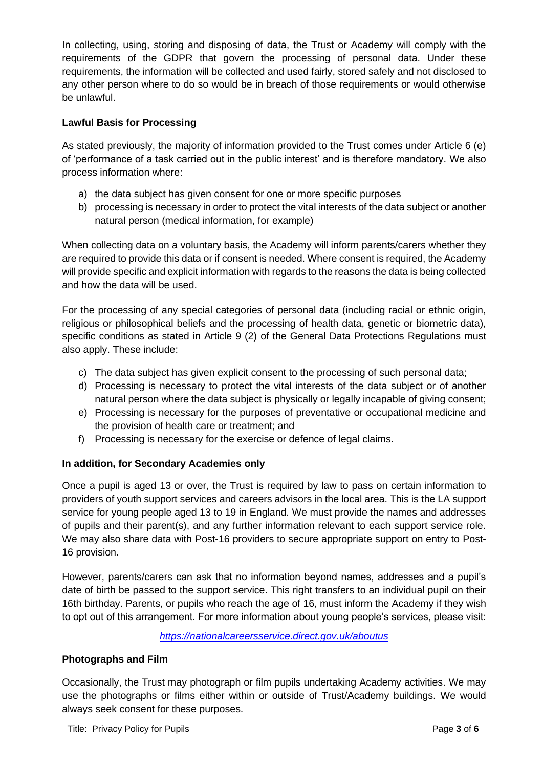In collecting, using, storing and disposing of data, the Trust or Academy will comply with the requirements of the GDPR that govern the processing of personal data. Under these requirements, the information will be collected and used fairly, stored safely and not disclosed to any other person where to do so would be in breach of those requirements or would otherwise be unlawful.

**Lawful Basis for Processing**

As stated previously, the majority of information provided to the Trust comes under Article 6 (e) of 'performance of a task carried out in the public interest' and is therefore mandatory. We also process information where:

a) the data subject has given consent for one or more specific purposes
b) processing is necessary in order to protect the vital interests of the data subject or another natural person (medical information, for example)

When collecting data on a voluntary basis, the Academy will inform parents/carers whether they are required to provide this data or if consent is needed. Where consent is required, the Academy will provide specific and explicit information with regards to the reasons the data is being collected and how the data will be used.

For the processing of any special categories of personal data (including racial or ethnic origin, religious or philosophical beliefs and the processing of health data, genetic or biometric data), specific conditions as stated in Article 9 (2) of the General Data Protections Regulations must also apply. These include:

c) The data subject has given explicit consent to the processing of such personal data;
d) Processing is necessary to protect the vital interests of the data subject or of another natural person where the data subject is physically or legally incapable of giving consent;
e) Processing is necessary for the purposes of preventative or occupational medicine and the provision of health care or treatment; and
f) Processing is necessary for the exercise or defence of legal claims.

**In addition, for Secondary Academies only**

Once a pupil is aged 13 or over, the Trust is required by law to pass on certain information to providers of youth support services and careers advisors in the local area. This is the LA support service for young people aged 13 to 19 in England. We must provide the names and addresses of pupils and their parent(s), and any further information relevant to each support service role. We may also share data with Post-16 providers to secure appropriate support on entry to Post-16 provision.

However, parents/carers can ask that no information beyond names, addresses and a pupil's date of birth be passed to the support service. This right transfers to an individual pupil on their 16th birthday. Parents, or pupils who reach the age of 16, must inform the Academy if they wish to opt out of this arrangement. For more information about young people's services, please visit:

*https://nationalcareersservice.direct.gov.uk/aboutus*

**Photographs and Film**

Occasionally, the Trust may photograph or film pupils undertaking Academy activities. We may use the photographs or films either within or outside of Trust/Academy buildings. We would always seek consent for these purposes.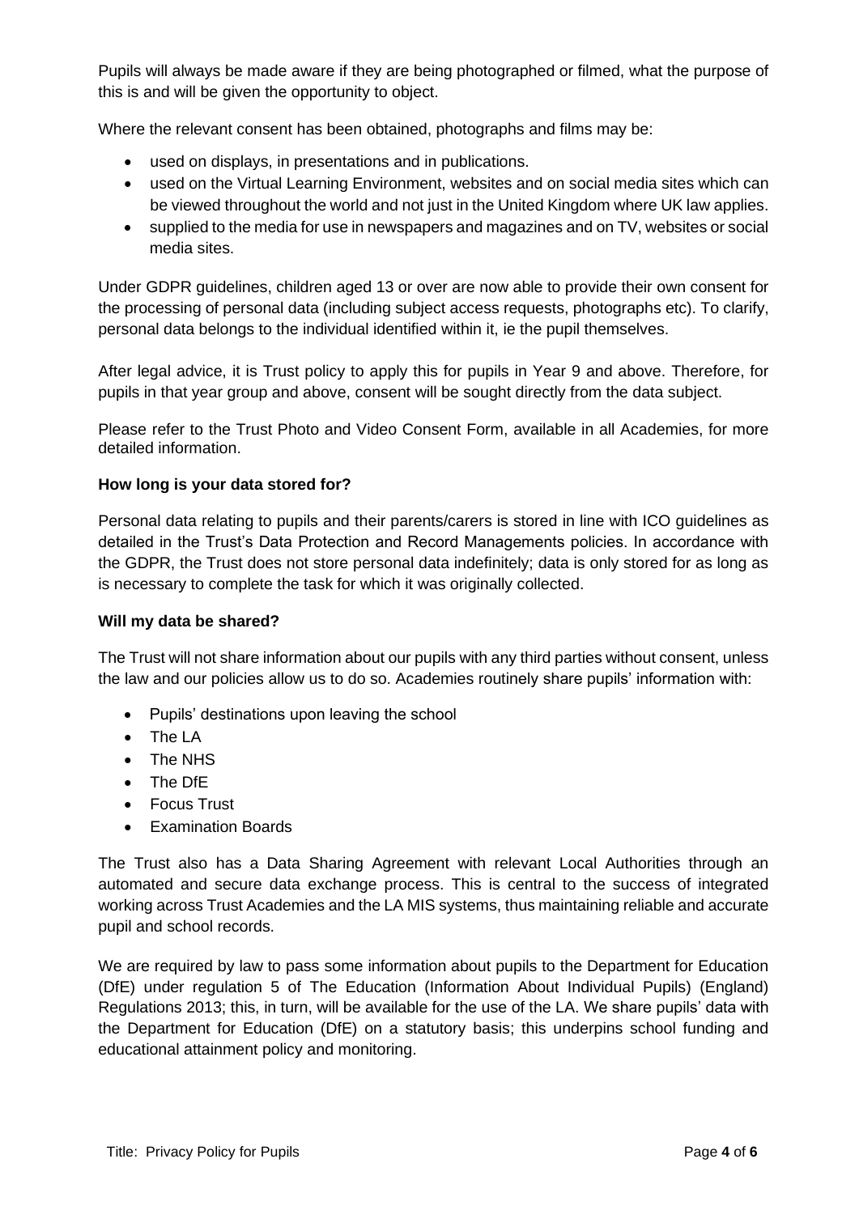Pupils will always be made aware if they are being photographed or filmed, what the purpose of this is and will be given the opportunity to object.

Where the relevant consent has been obtained, photographs and films may be:

- used on displays, in presentations and in publications.
- used on the Virtual Learning Environment, websites and on social media sites which can be viewed throughout the world and not just in the United Kingdom where UK law applies.
- supplied to the media for use in newspapers and magazines and on TV, websites or social media sites.

Under GDPR guidelines, children aged 13 or over are now able to provide their own consent for the processing of personal data (including subject access requests, photographs etc). To clarify, personal data belongs to the individual identified within it, ie the pupil themselves.

After legal advice, it is Trust policy to apply this for pupils in Year 9 and above. Therefore, for pupils in that year group and above, consent will be sought directly from the data subject.

Please refer to the Trust Photo and Video Consent Form, available in all Academies, for more detailed information.

**How long is your data stored for?**

Personal data relating to pupils and their parents/carers is stored in line with ICO guidelines as detailed in the Trust's Data Protection and Record Managements policies. In accordance with the GDPR, the Trust does not store personal data indefinitely; data is only stored for as long as is necessary to complete the task for which it was originally collected.

**Will my data be shared?**

The Trust will not share information about our pupils with any third parties without consent, unless the law and our policies allow us to do so. Academies routinely share pupils' information with:

- Pupils' destinations upon leaving the school
- The LA
- The NHS
- The DfE
- Focus Trust
- Examination Boards

The Trust also has a Data Sharing Agreement with relevant Local Authorities through an automated and secure data exchange process. This is central to the success of integrated working across Trust Academies and the LA MIS systems, thus maintaining reliable and accurate pupil and school records.

We are required by law to pass some information about pupils to the Department for Education (DfE) under regulation 5 of The Education (Information About Individual Pupils) (England) Regulations 2013; this, in turn, will be available for the use of the LA. We share pupils' data with the Department for Education (DfE) on a statutory basis; this underpins school funding and educational attainment policy and monitoring.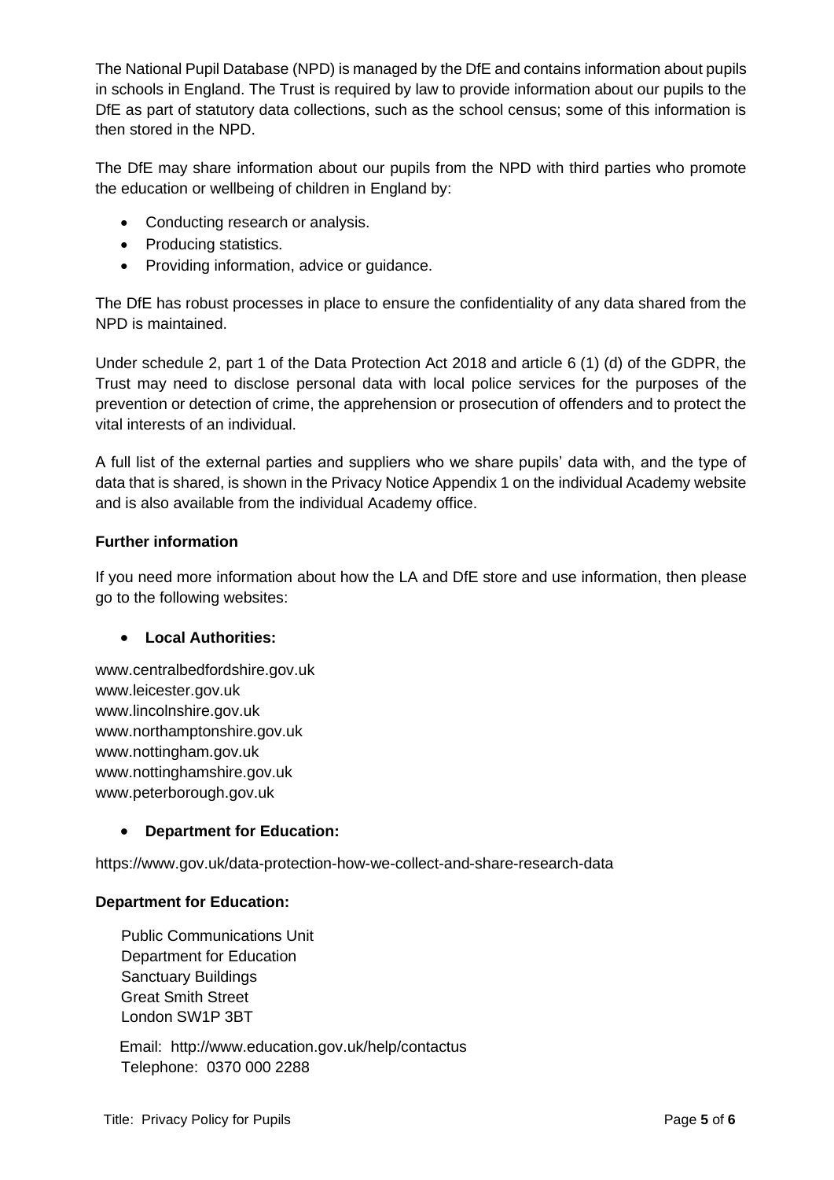The National Pupil Database (NPD) is managed by the DfE and contains information about pupils in schools in England. The Trust is required by law to provide information about our pupils to the DfE as part of statutory data collections, such as the school census; some of this information is then stored in the NPD.

The DfE may share information about our pupils from the NPD with third parties who promote the education or wellbeing of children in England by:

- Conducting research or analysis.
- Producing statistics.
- Providing information, advice or guidance.

The DfE has robust processes in place to ensure the confidentiality of any data shared from the NPD is maintained.

Under schedule 2, part 1 of the Data Protection Act 2018 and article 6 (1) (d) of the GDPR, the Trust may need to disclose personal data with local police services for the purposes of the prevention or detection of crime, the apprehension or prosecution of offenders and to protect the vital interests of an individual.

A full list of the external parties and suppliers who we share pupils' data with, and the type of data that is shared, is shown in the Privacy Notice Appendix 1 on the individual Academy website and is also available from the individual Academy office.

**Further information**

If you need more information about how the LA and DfE store and use information, then please go to the following websites:

- **Local Authorities:**

www.centralbedfordshire.gov.uk
www.leicester.gov.uk
www.lincolnshire.gov.uk
www.northamptonshire.gov.uk
www.nottingham.gov.uk
www.nottinghamshire.gov.uk
www.peterborough.gov.uk

- **Department for Education:**

https://www.gov.uk/data-protection-how-we-collect-and-share-research-data

**Department for Education:**

Public Communications Unit
Department for Education
Sanctuary Buildings
Great Smith Street
London SW1P 3BT

Email: http://www.education.gov.uk/help/contactus
Telephone: 0370 000 2288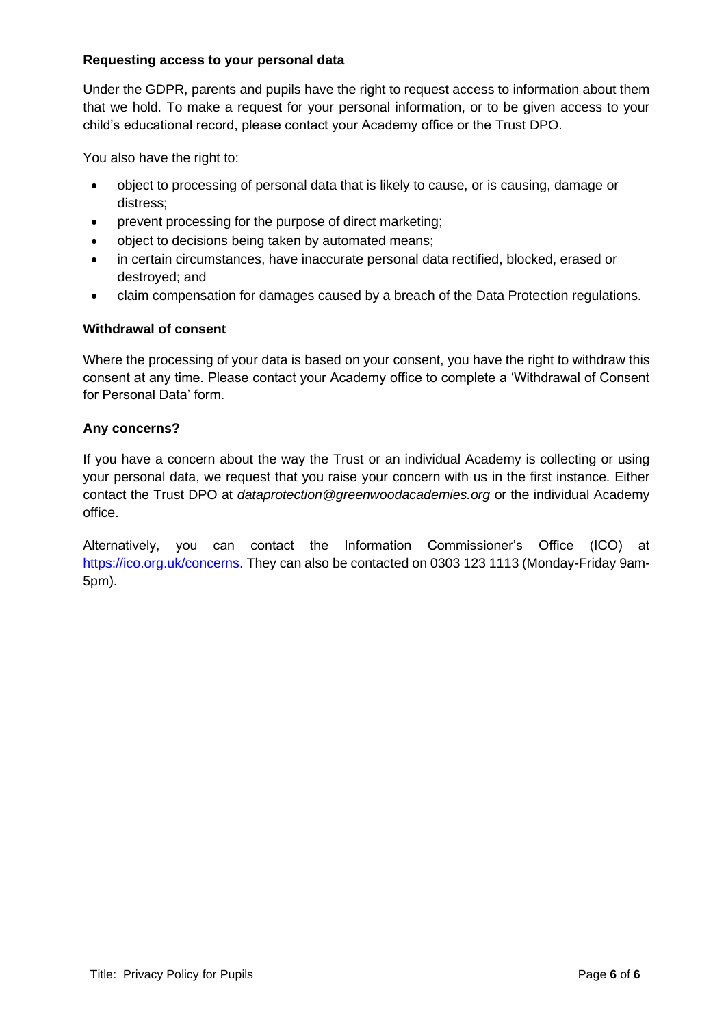**Requesting access to your personal data**

Under the GDPR, parents and pupils have the right to request access to information about them that we hold. To make a request for your personal information, or to be given access to your child's educational record, please contact your Academy office or the Trust DPO.

You also have the right to:

- object to processing of personal data that is likely to cause, or is causing, damage or distress;
- prevent processing for the purpose of direct marketing;
- object to decisions being taken by automated means;
- in certain circumstances, have inaccurate personal data rectified, blocked, erased or destroyed; and
- claim compensation for damages caused by a breach of the Data Protection regulations.

**Withdrawal of consent**

Where the processing of your data is based on your consent, you have the right to withdraw this consent at any time. Please contact your Academy office to complete a 'Withdrawal of Consent for Personal Data' form.

**Any concerns?**

If you have a concern about the way the Trust or an individual Academy is collecting or using your personal data, we request that you raise your concern with us in the first instance. Either contact the Trust DPO at *dataprotection@greenwoodacademies.org* or the individual Academy office.

Alternatively, you can contact the Information Commissioner's Office (ICO) at [https://ico.org.uk/concerns](https://ico.org.uk/concerns). They can also be contacted on 0303 123 1113 (Monday-Friday 9am-5pm).